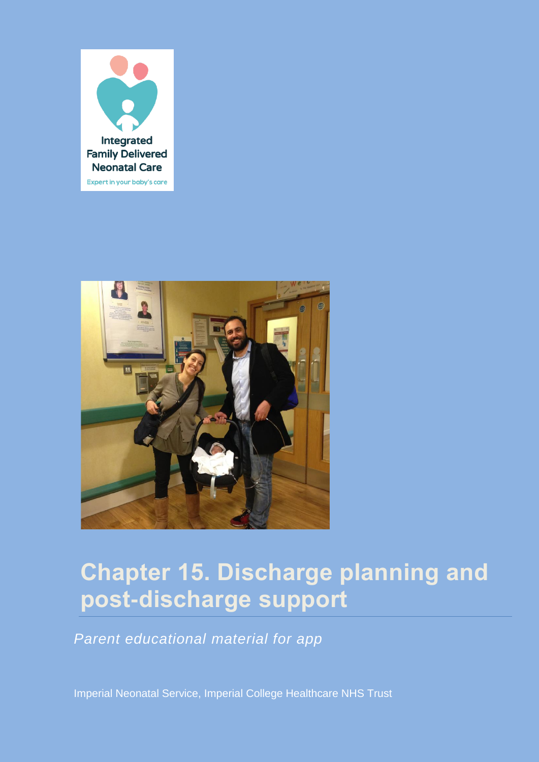Integrated Family Delivered Neonatal Care

Expert in your baby's care

# Chapter 15. Discharge planning and post-discharge support

*Parent educational material for app*

Imperial Neonatal Service, Imperial College Healthcare NHS Trust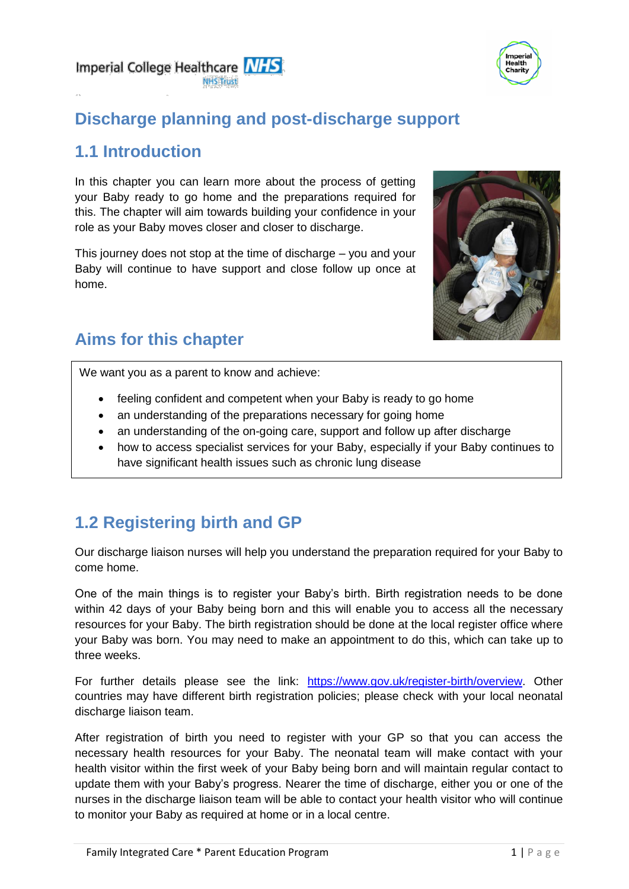# Discharge planning and post-discharge support

## 1.1 Introduction

In this chapter you can learn more about the process of getting your Baby ready to go home and the preparations required for this. The chapter will aim towards building your confidence in your role as your Baby moves closer and closer to discharge.

This journey does not stop at the time of discharge – you and your Baby will continue to have support and close follow up once at home.

## Aims for this chapter

We want you as a parent to know and achieve:

- feeling confident and competent when your Baby is ready to go home
- an understanding of the preparations necessary for going home
- an understanding of the on-going care, support and follow up after discharge
- how to access specialist services for your Baby, especially if your Baby continues to have significant health issues such as chronic lung disease

## 1.2 Registering birth and GP

Our discharge liaison nurses will help you understand the preparation required for your Baby to come home.

One of the main things is to register your Baby's birth. Birth registration needs to be done within 42 days of your Baby being born and this will enable you to access all the necessary resources for your Baby. The birth registration should be done at the local register office where your Baby was born. You may need to make an appointment to do this, which can take up to three weeks.

For further details please see the link: https://www.gov.uk/register-birth/overview. Other countries may have different birth registration policies; please check with your local neonatal discharge liaison team.

After registration of birth you need to register with your GP so that you can access the necessary health resources for your Baby. The neonatal team will make contact with your health visitor within the first week of your Baby being born and will maintain regular contact to update them with your Baby's progress. Nearer the time of discharge, either you or one of the nurses in the discharge liaison team will be able to contact your health visitor who will continue to monitor your Baby as required at home or in a local centre.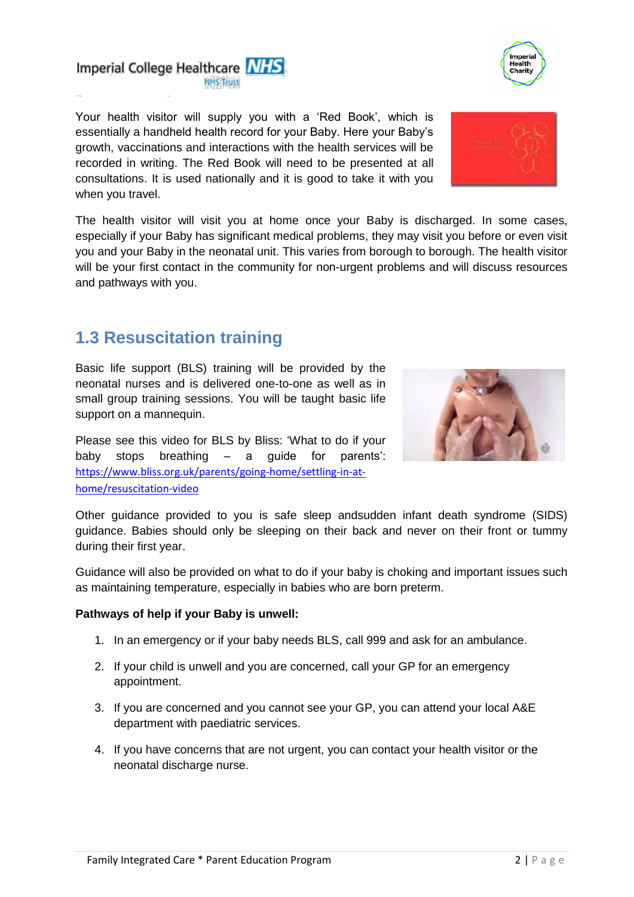Your health visitor will supply you with a ‘Red Book’, which is essentially a handheld health record for your Baby. Here your Baby’s growth, vaccinations and interactions with the health services will be recorded in writing. The Red Book will need to be presented at all consultations. It is used nationally and it is good to take it with you when you travel.

The health visitor will visit you at home once your Baby is discharged. In some cases, especially if your Baby has significant medical problems, they may visit you before or even visit you and your Baby in the neonatal unit. This varies from borough to borough. The health visitor will be your first contact in the community for non-urgent problems and will discuss resources and pathways with you.

## 1.3 Resuscitation training

Basic life support (BLS) training will be provided by the neonatal nurses and is delivered one-to-one as well as in small group training sessions. You will be taught basic life support on a mannequin.

Please see this video for BLS by Bliss: ‘What to do if your baby stops breathing – a guide for parents’: https://www.bliss.org.uk/parents/going-home/settling-in-at-home/resuscitation-video

Other guidance provided to you is safe sleep andsudden infant death syndrome (SIDS) guidance. Babies should only be sleeping on their back and never on their front or tummy during their first year.

Guidance will also be provided on what to do if your baby is choking and important issues such as maintaining temperature, especially in babies who are born preterm.

**Pathways of help if your Baby is unwell:**

1. In an emergency or if your baby needs BLS, call 999 and ask for an ambulance.
2. If your child is unwell and you are concerned, call your GP for an emergency appointment.
3. If you are concerned and you cannot see your GP, you can attend your local A&E department with paediatric services.
4. If you have concerns that are not urgent, you can contact your health visitor or the neonatal discharge nurse.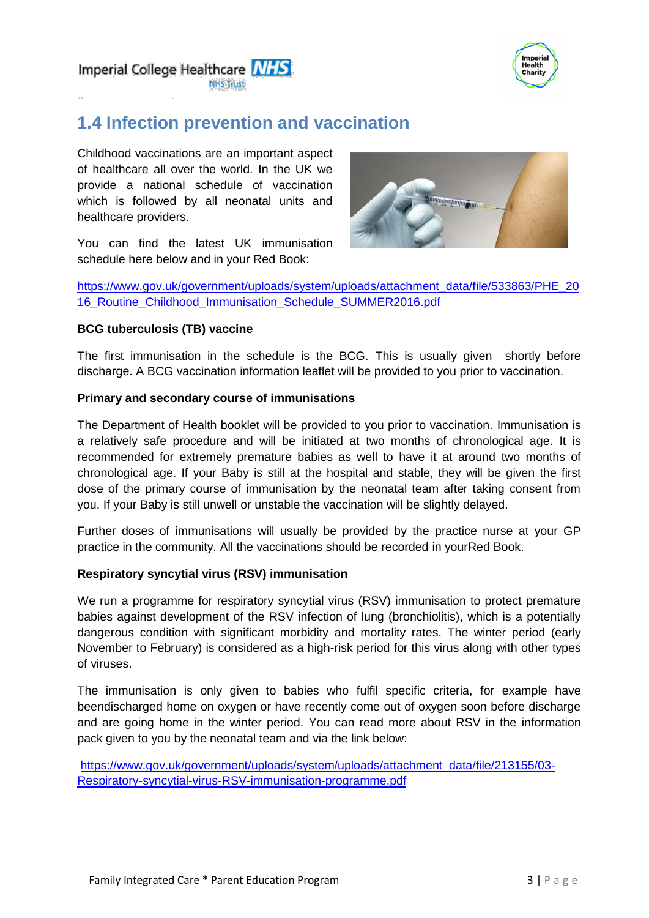## 1.4 Infection prevention and vaccination

Childhood vaccinations are an important aspect of healthcare all over the world. In the UK we provide a national schedule of vaccination which is followed by all neonatal units and healthcare providers.

You can find the latest UK immunisation schedule here below and in your Red Book:

https://www.gov.uk/government/uploads/system/uploads/attachment_data/file/533863/PHE_2016_Routine_Childhood_Immunisation_Schedule_SUMMER2016.pdf

**BCG tuberculosis (TB) vaccine**

The first immunisation in the schedule is the BCG. This is usually given shortly before discharge. A BCG vaccination information leaflet will be provided to you prior to vaccination.

**Primary and secondary course of immunisations**

The Department of Health booklet will be provided to you prior to vaccination. Immunisation is a relatively safe procedure and will be initiated at two months of chronological age. It is recommended for extremely premature babies as well to have it at around two months of chronological age. If your Baby is still at the hospital and stable, they will be given the first dose of the primary course of immunisation by the neonatal team after taking consent from you. If your Baby is still unwell or unstable the vaccination will be slightly delayed.

Further doses of immunisations will usually be provided by the practice nurse at your GP practice in the community. All the vaccinations should be recorded in yourRed Book.

**Respiratory syncytial virus (RSV) immunisation**

We run a programme for respiratory syncytial virus (RSV) immunisation to protect premature babies against development of the RSV infection of lung (bronchiolitis), which is a potentially dangerous condition with significant morbidity and mortality rates. The winter period (early November to February) is considered as a high-risk period for this virus along with other types of viruses.

The immunisation is only given to babies who fulfil specific criteria, for example have beendischarged home on oxygen or have recently come out of oxygen soon before discharge and are going home in the winter period. You can read more about RSV in the information pack given to you by the neonatal team and via the link below:

https://www.gov.uk/government/uploads/system/uploads/attachment_data/file/213155/03-Respiratory-syncytial-virus-RSV-immunisation-programme.pdf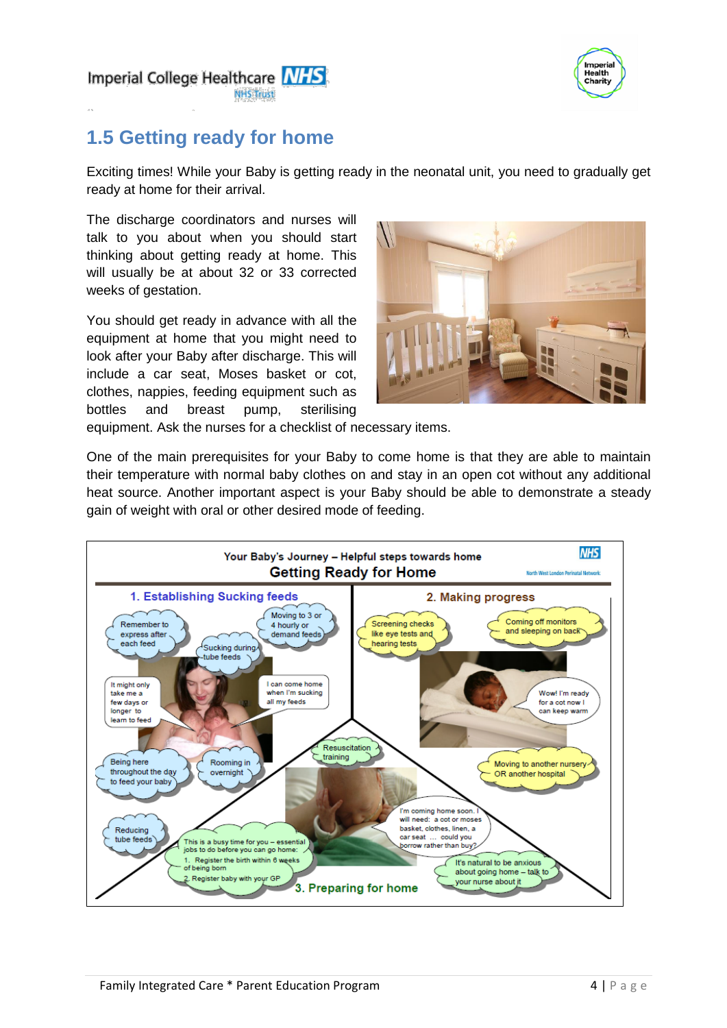## 1.5 Getting ready for home

Exciting times! While your Baby is getting ready in the neonatal unit, you need to gradually get ready at home for their arrival.

The discharge coordinators and nurses will talk to you about when you should start thinking about getting ready at home. This will usually be at about 32 or 33 corrected weeks of gestation.

You should get ready in advance with all the equipment at home that you might need to look after your Baby after discharge. This will include a car seat, Moses basket or cot, clothes, nappies, feeding equipment such as bottles and breast pump, sterilising equipment. Ask the nurses for a checklist of necessary items.

One of the main prerequisites for your Baby to come home is that they are able to maintain their temperature with normal baby clothes on and stay in an open cot without any additional heat source. Another important aspect is your Baby should be able to demonstrate a steady gain of weight with oral or other desired mode of feeding.

**Your Baby's Journey – Helpful steps towards home**

**Getting Ready for Home**

North West London Perinatal Network

**1. Establishing Sucking feeds**

- Remember to express after each feed
- Moving to 3 or 4 hourly or demand feeds
- Sucking during tube feeds
- It might only take me a few days or longer to learn to feed
- I can come home when I'm sucking all my feeds
- Being here throughout the day to feed your baby
- Rooming in overnight
- Reducing tube feeds

**2. Making progress**

- Screening checks like eye tests and hearing tests
- Coming off monitors and sleeping on back
- Wow! I'm ready for a cot now I can keep warm
- Moving to another nursery OR another hospital

**3. Preparing for home**

- Resuscitation training
- I'm coming home soon. I will need: a cot or moses basket, clothes, linen, a car seat … could you borrow rather than buy?
- This is a busy time for you – essential jobs to do before you can go home:
  1. Register the birth within 6 weeks of being born
  2. Register baby with your GP
- It's natural to be anxious about going home – talk to your nurse about it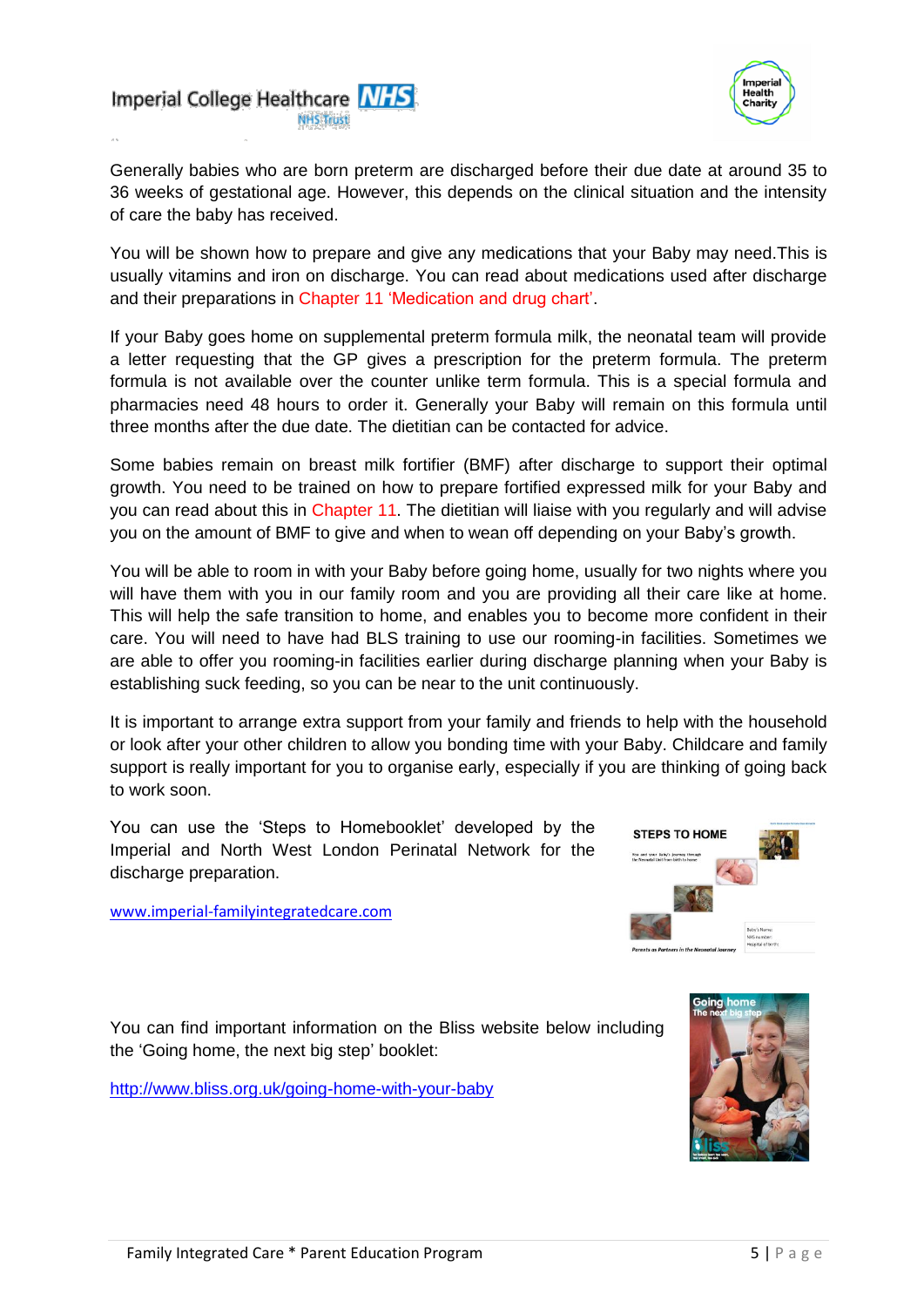Generally babies who are born preterm are discharged before their due date at around 35 to 36 weeks of gestational age. However, this depends on the clinical situation and the intensity of care the baby has received.

You will be shown how to prepare and give any medications that your Baby may need.This is usually vitamins and iron on discharge. You can read about medications used after discharge and their preparations in Chapter 11 'Medication and drug chart'.

If your Baby goes home on supplemental preterm formula milk, the neonatal team will provide a letter requesting that the GP gives a prescription for the preterm formula. The preterm formula is not available over the counter unlike term formula. This is a special formula and pharmacies need 48 hours to order it. Generally your Baby will remain on this formula until three months after the due date. The dietitian can be contacted for advice.

Some babies remain on breast milk fortifier (BMF) after discharge to support their optimal growth. You need to be trained on how to prepare fortified expressed milk for your Baby and you can read about this in Chapter 11. The dietitian will liaise with you regularly and will advise you on the amount of BMF to give and when to wean off depending on your Baby's growth.

You will be able to room in with your Baby before going home, usually for two nights where you will have them with you in our family room and you are providing all their care like at home. This will help the safe transition to home, and enables you to become more confident in their care. You will need to have had BLS training to use our rooming-in facilities. Sometimes we are able to offer you rooming-in facilities earlier during discharge planning when your Baby is establishing suck feeding, so you can be near to the unit continuously.

It is important to arrange extra support from your family and friends to help with the household or look after your other children to allow you bonding time with your Baby. Childcare and family support is really important for you to organise early, especially if you are thinking of going back to work soon.

You can use the 'Steps to Homebooklet' developed by the Imperial and North West London Perinatal Network for the discharge preparation.

www.imperial-familyintegratedcare.com

You can find important information on the Bliss website below including the 'Going home, the next big step' booklet:

http://www.bliss.org.uk/going-home-with-your-baby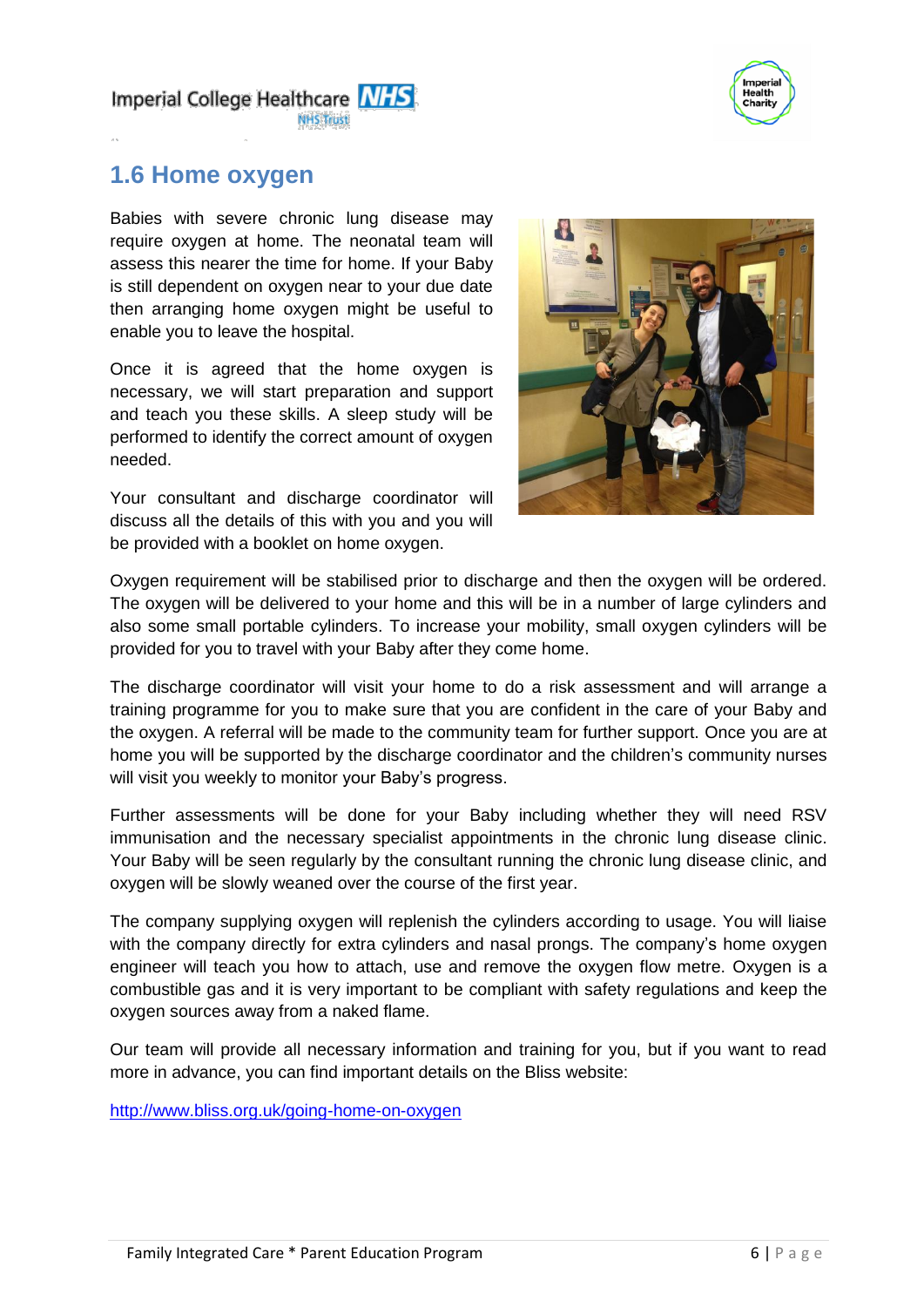## 1.6 Home oxygen

Babies with severe chronic lung disease may require oxygen at home. The neonatal team will assess this nearer the time for home. If your Baby is still dependent on oxygen near to your due date then arranging home oxygen might be useful to enable you to leave the hospital.

Once it is agreed that the home oxygen is necessary, we will start preparation and support and teach you these skills. A sleep study will be performed to identify the correct amount of oxygen needed.

Your consultant and discharge coordinator will discuss all the details of this with you and you will be provided with a booklet on home oxygen.

Oxygen requirement will be stabilised prior to discharge and then the oxygen will be ordered. The oxygen will be delivered to your home and this will be in a number of large cylinders and also some small portable cylinders. To increase your mobility, small oxygen cylinders will be provided for you to travel with your Baby after they come home.

The discharge coordinator will visit your home to do a risk assessment and will arrange a training programme for you to make sure that you are confident in the care of your Baby and the oxygen. A referral will be made to the community team for further support. Once you are at home you will be supported by the discharge coordinator and the children's community nurses will visit you weekly to monitor your Baby's progress.

Further assessments will be done for your Baby including whether they will need RSV immunisation and the necessary specialist appointments in the chronic lung disease clinic. Your Baby will be seen regularly by the consultant running the chronic lung disease clinic, and oxygen will be slowly weaned over the course of the first year.

The company supplying oxygen will replenish the cylinders according to usage. You will liaise with the company directly for extra cylinders and nasal prongs. The company's home oxygen engineer will teach you how to attach, use and remove the oxygen flow metre. Oxygen is a combustible gas and it is very important to be compliant with safety regulations and keep the oxygen sources away from a naked flame.

Our team will provide all necessary information and training for you, but if you want to read more in advance, you can find important details on the Bliss website:

http://www.bliss.org.uk/going-home-on-oxygen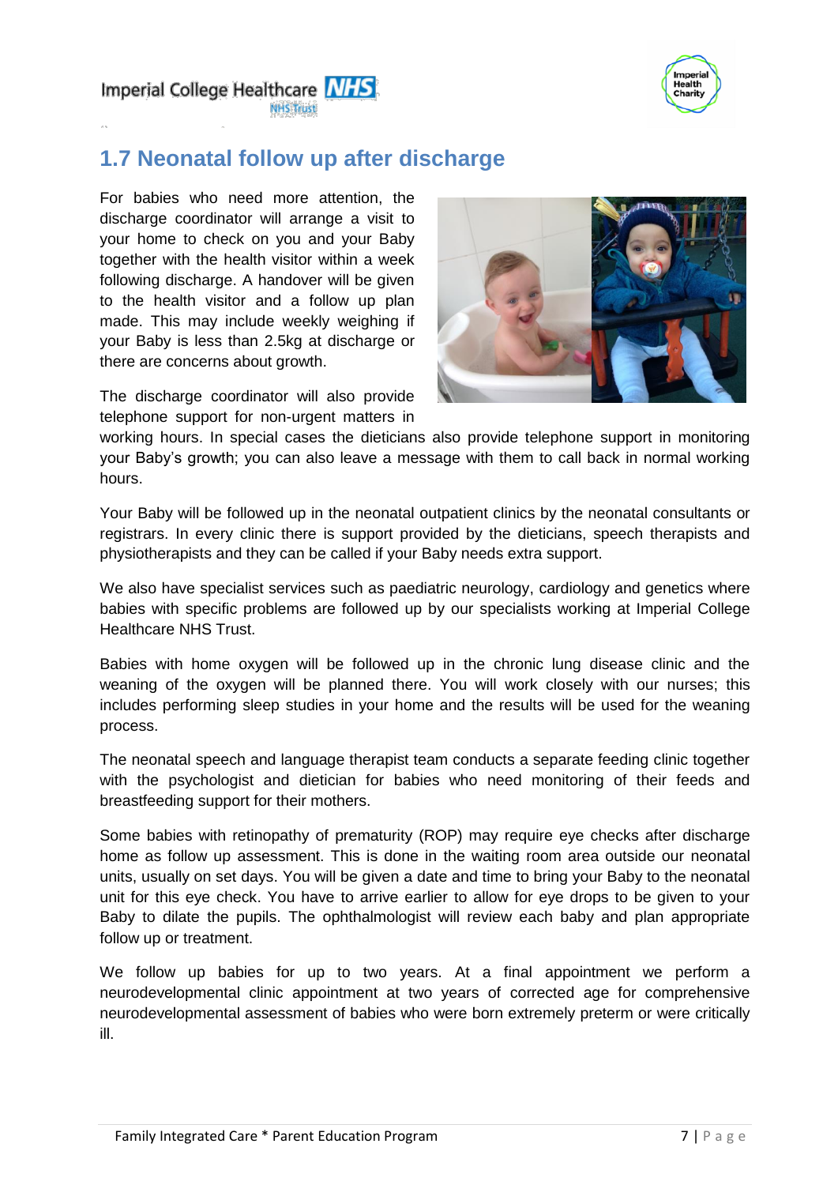## 1.7 Neonatal follow up after discharge

For babies who need more attention, the discharge coordinator will arrange a visit to your home to check on you and your Baby together with the health visitor within a week following discharge. A handover will be given to the health visitor and a follow up plan made. This may include weekly weighing if your Baby is less than 2.5kg at discharge or there are concerns about growth.

The discharge coordinator will also provide telephone support for non-urgent matters in working hours. In special cases the dieticians also provide telephone support in monitoring your Baby's growth; you can also leave a message with them to call back in normal working hours.

Your Baby will be followed up in the neonatal outpatient clinics by the neonatal consultants or registrars. In every clinic there is support provided by the dieticians, speech therapists and physiotherapists and they can be called if your Baby needs extra support.

We also have specialist services such as paediatric neurology, cardiology and genetics where babies with specific problems are followed up by our specialists working at Imperial College Healthcare NHS Trust.

Babies with home oxygen will be followed up in the chronic lung disease clinic and the weaning of the oxygen will be planned there. You will work closely with our nurses; this includes performing sleep studies in your home and the results will be used for the weaning process.

The neonatal speech and language therapist team conducts a separate feeding clinic together with the psychologist and dietician for babies who need monitoring of their feeds and breastfeeding support for their mothers.

Some babies with retinopathy of prematurity (ROP) may require eye checks after discharge home as follow up assessment. This is done in the waiting room area outside our neonatal units, usually on set days. You will be given a date and time to bring your Baby to the neonatal unit for this eye check. You have to arrive earlier to allow for eye drops to be given to your Baby to dilate the pupils. The ophthalmologist will review each baby and plan appropriate follow up or treatment.

We follow up babies for up to two years. At a final appointment we perform a neurodevelopmental clinic appointment at two years of corrected age for comprehensive neurodevelopmental assessment of babies who were born extremely preterm or were critically ill.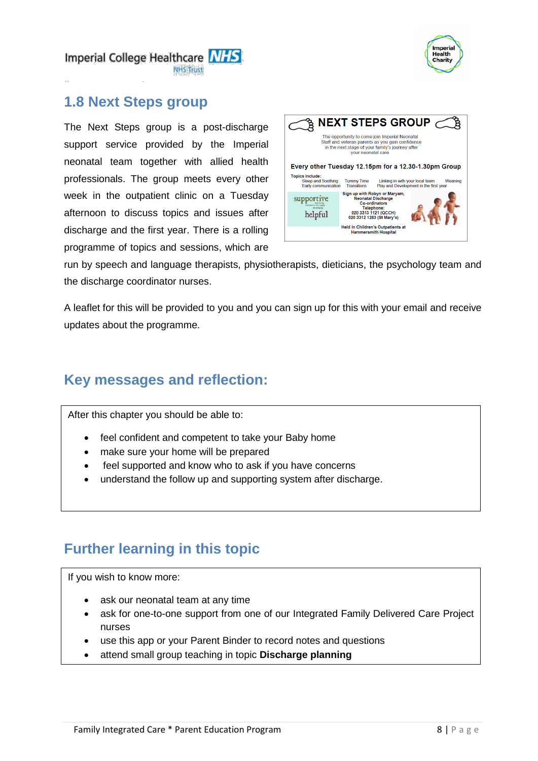## 1.8 Next Steps group

The Next Steps group is a post-discharge support service provided by the Imperial neonatal team together with allied health professionals. The group meets every other week in the outpatient clinic on a Tuesday afternoon to discuss topics and issues after discharge and the first year. There is a rolling programme of topics and sessions, which are run by speech and language therapists, physiotherapists, dieticians, the psychology team and the discharge coordinator nurses.

**NEXT STEPS GROUP**

The opportunity to come join Imperial Neonatal Staff and veteran parents as you gain confidence in the next stage of your family's journey after your neonatal care

**Every other Tuesday 12.15pm for a 12.30-1.30pm Group**

Topics include:
Sleep and Soothing · Tummy Time · Linking in with your local team · Weaning
Early communication · Transitions · Play and Development in the first year

supportive · helpful

Sign up with Robyn or Maryam, Neonatal Discharge Co-ordinators
Telephone:
020 3313 1121 (QCCH)
020 3312 1283 (St Mary's)

Held in Children's Outpatients at Hammersmith Hospital

A leaflet for this will be provided to you and you can sign up for this with your email and receive updates about the programme.

## Key messages and reflection:

After this chapter you should be able to:

- feel confident and competent to take your Baby home
- make sure your home will be prepared
- feel supported and know who to ask if you have concerns
- understand the follow up and supporting system after discharge.

## Further learning in this topic

If you wish to know more:

- ask our neonatal team at any time
- ask for one-to-one support from one of our Integrated Family Delivered Care Project nurses
- use this app or your Parent Binder to record notes and questions
- attend small group teaching in topic **Discharge planning**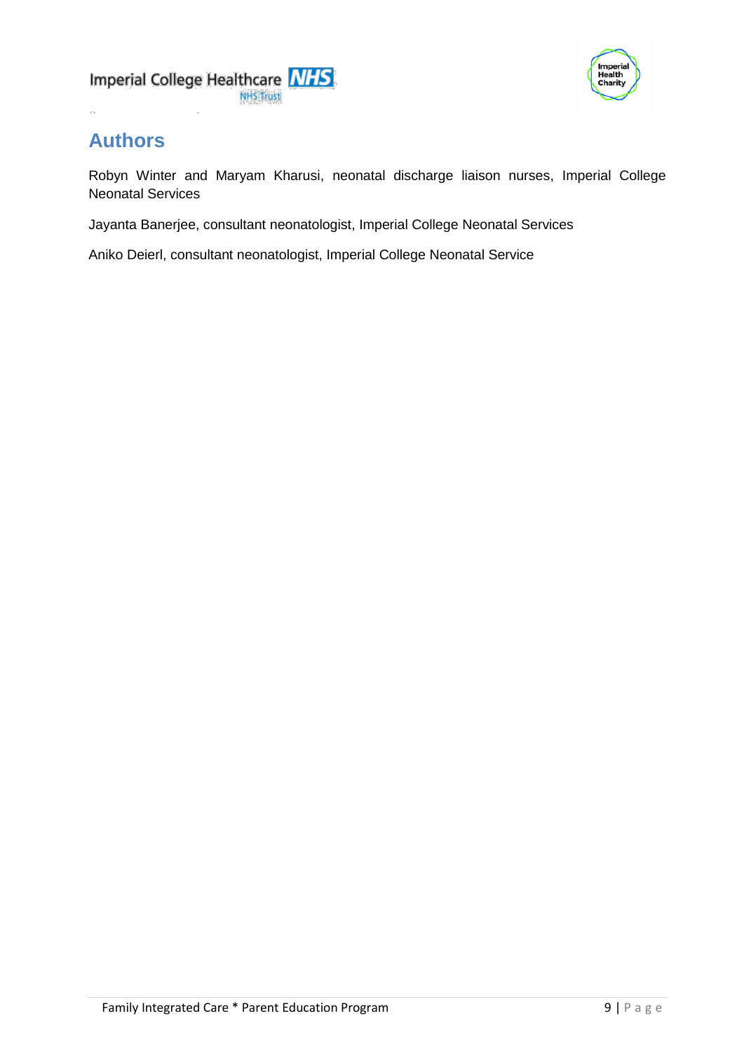## Authors

Robyn Winter and Maryam Kharusi, neonatal discharge liaison nurses, Imperial College Neonatal Services

Jayanta Banerjee, consultant neonatologist, Imperial College Neonatal Services

Aniko Deierl, consultant neonatologist, Imperial College Neonatal Service